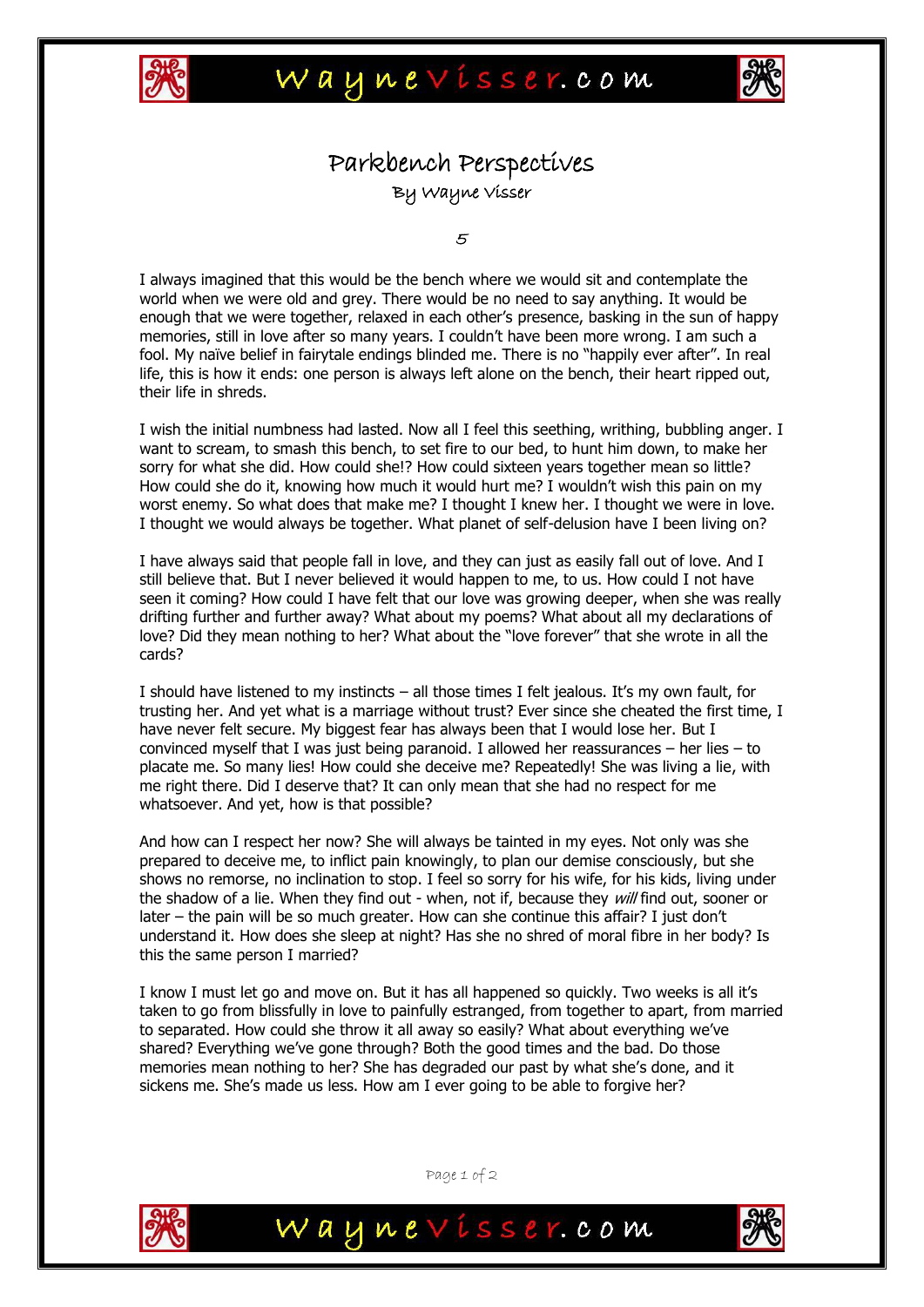# Parkbench Perspectives

## By Wayne Visser

5

I always imagined that this would be the bench where we would sit and contemplate the world when we were old and grey. There would be no need to say anything. It would be enough that we were together, relaxed in each other's presence, basking in the sun of happy memories, still in love after so many years. I couldn't have been more wrong. I am such a fool. My naïve belief in fairytale endings blinded me. There is no "happily ever after". In real life, this is how it ends: one person is always left alone on the bench, their heart ripped out, their life in shreds.

I wish the initial numbness had lasted. Now all I feel this seething, writhing, bubbling anger. I want to scream, to smash this bench, to set fire to our bed, to hunt him down, to make her sorry for what she did. How could she!? How could sixteen years together mean so little? How could she do it, knowing how much it would hurt me? I wouldn't wish this pain on my worst enemy. So what does that make me? I thought I knew her. I thought we were in love. I thought we would always be together. What planet of self-delusion have I been living on?

I have always said that people fall in love, and they can just as easily fall out of love. And I still believe that. But I never believed it would happen to me, to us. How could I not have seen it coming? How could I have felt that our love was growing deeper, when she was really drifting further and further away? What about my poems? What about all my declarations of love? Did they mean nothing to her? What about the "love forever" that she wrote in all the cards?

I should have listened to my instincts – all those times I felt jealous. It's my own fault, for trusting her. And yet what is a marriage without trust? Ever since she cheated the first time, I have never felt secure. My biggest fear has always been that I would lose her. But I convinced myself that I was just being paranoid. I allowed her reassurances – her lies – to placate me. So many lies! How could she deceive me? Repeatedly! She was living a lie, with me right there. Did I deserve that? It can only mean that she had no respect for me whatsoever. And yet, how is that possible?

And how can I respect her now? She will always be tainted in my eyes. Not only was she prepared to deceive me, to inflict pain knowingly, to plan our demise consciously, but she shows no remorse, no inclination to stop. I feel so sorry for his wife, for his kids, living under the shadow of a lie. When they find out - when, not if, because they *will* find out, sooner or later – the pain will be so much greater. How can she continue this affair? I just don't understand it. How does she sleep at night? Has she no shred of moral fibre in her body? Is this the same person I married?

I know I must let go and move on. But it has all happened so quickly. Two weeks is all it's taken to go from blissfully in love to painfully estranged, from together to apart, from married to separated. How could she throw it all away so easily? What about everything we've shared? Everything we've gone through? Both the good times and the bad. Do those memories mean nothing to her? She has degraded our past by what she's done, and it sickens me. She's made us less. How am I ever going to be able to forgive her?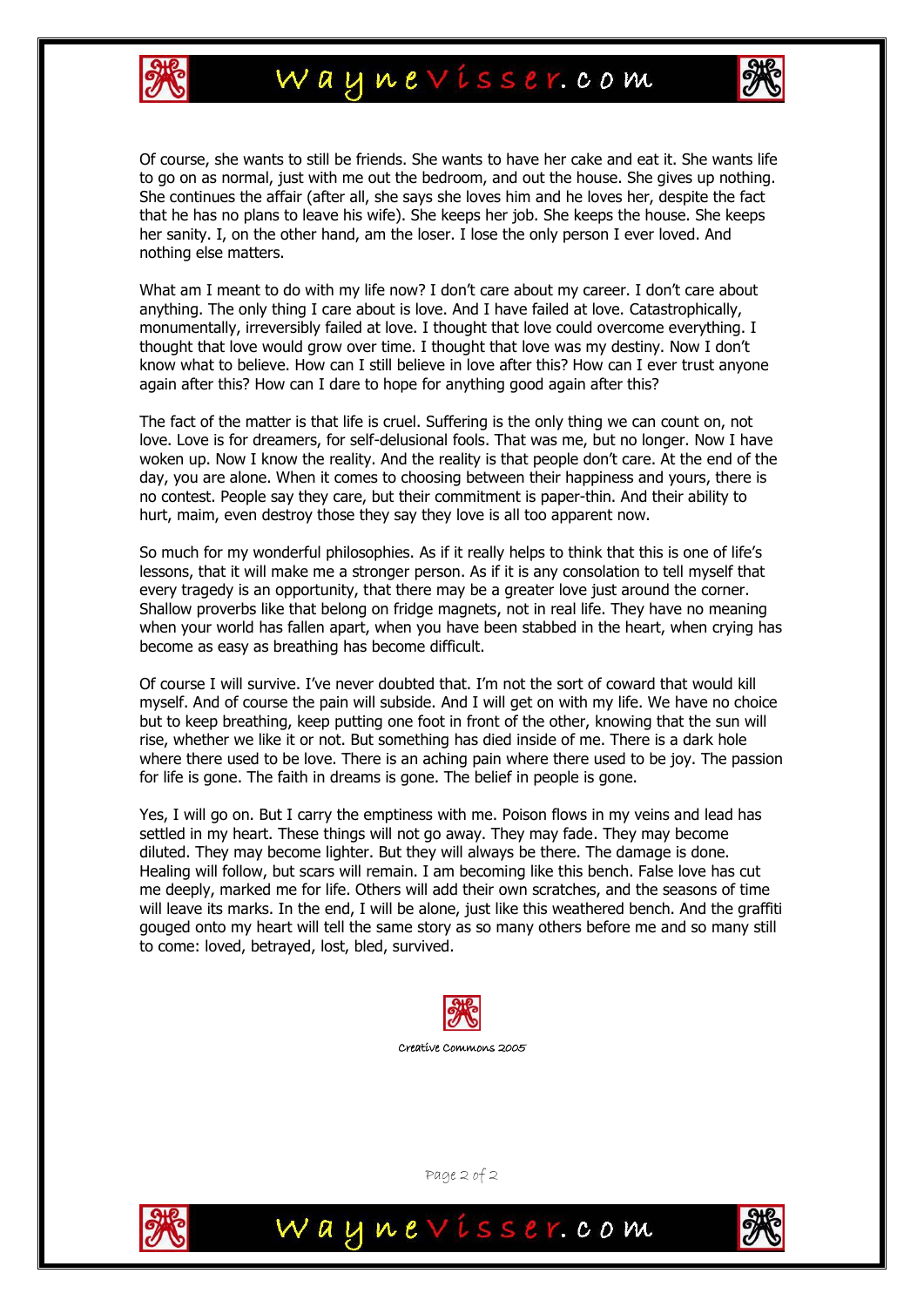Of course, she wants to still be friends. She wants to have her cake and eat it. She wants life to go on as normal, just with me out the bedroom, and out the house. She gives up nothing. She continues the affair (after all, she says she loves him and he loves her, despite the fact that he has no plans to leave his wife). She keeps her job. She keeps the house. She keeps her sanity. I, on the other hand, am the loser. I lose the only person I ever loved. And nothing else matters.

What am I meant to do with my life now? I don't care about my career. I don't care about anything. The only thing I care about is love. And I have failed at love. Catastrophically, monumentally, irreversibly failed at love. I thought that love could overcome everything. I thought that love would grow over time. I thought that love was my destiny. Now I don't know what to believe. How can I still believe in love after this? How can I ever trust anyone again after this? How can I dare to hope for anything good again after this?

The fact of the matter is that life is cruel. Suffering is the only thing we can count on, not love. Love is for dreamers, for self-delusional fools. That was me, but no longer. Now I have woken up. Now I know the reality. And the reality is that people don't care. At the end of the day, you are alone. When it comes to choosing between their happiness and yours, there is no contest. People say they care, but their commitment is paper-thin. And their ability to hurt, maim, even destroy those they say they love is all too apparent now.

So much for my wonderful philosophies. As if it really helps to think that this is one of life's lessons, that it will make me a stronger person. As if it is any consolation to tell myself that every tragedy is an opportunity, that there may be a greater love just around the corner. Shallow proverbs like that belong on fridge magnets, not in real life. They have no meaning when your world has fallen apart, when you have been stabbed in the heart, when crying has become as easy as breathing has become difficult.

Of course I will survive. I've never doubted that. I'm not the sort of coward that would kill myself. And of course the pain will subside. And I will get on with my life. We have no choice but to keep breathing, keep putting one foot in front of the other, knowing that the sun will rise, whether we like it or not. But something has died inside of me. There is a dark hole where there used to be love. There is an aching pain where there used to be joy. The passion for life is gone. The faith in dreams is gone. The belief in people is gone.

Yes, I will go on. But I carry the emptiness with me. Poison flows in my veins and lead has settled in my heart. These things will not go away. They may fade. They may become diluted. They may become lighter. But they will always be there. The damage is done. Healing will follow, but scars will remain. I am becoming like this bench. False love has cut me deeply, marked me for life. Others will add their own scratches, and the seasons of time will leave its marks. In the end, I will be alone, just like this weathered bench. And the graffiti gouged onto my heart will tell the same story as so many others before me and so many still to come: loved, betrayed, lost, bled, survived.

Creative Commons 2005